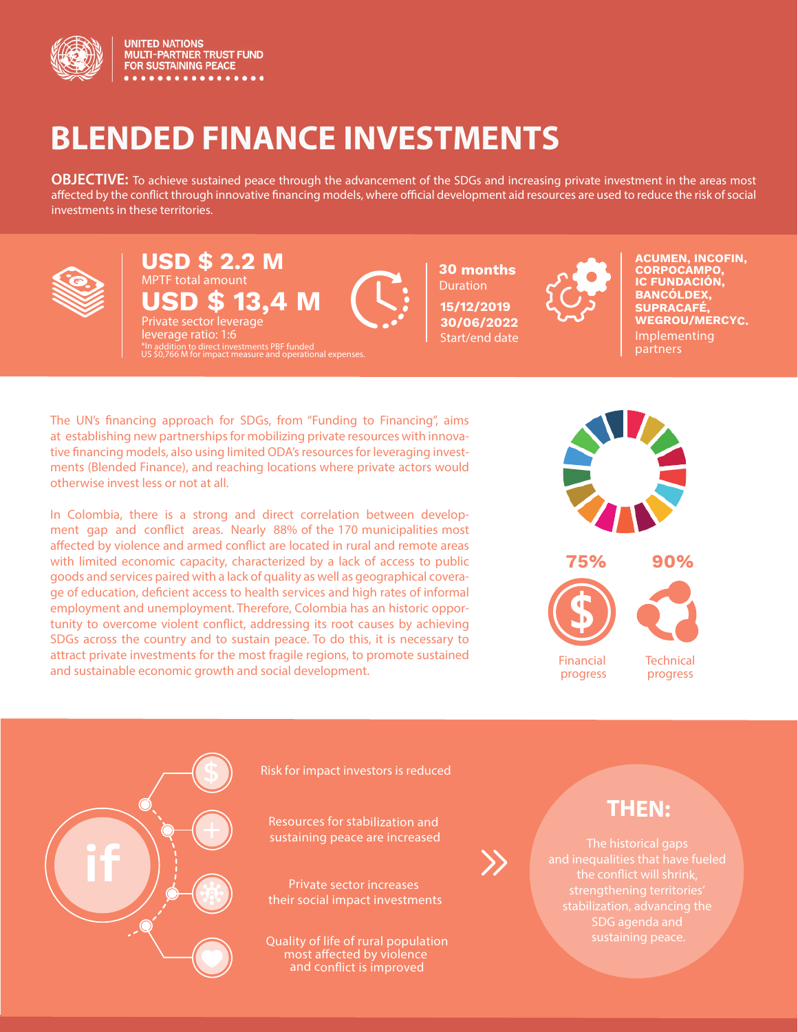UNITED NATIONS
MULTI-PARTNER TRUST FUND
FOR SUSTAINING PEACE

# BLENDED FINANCE INVESTMENTS

**OBJECTIVE:** To achieve sustained peace through the advancement of the SDGs and increasing private investment in the areas most affected by the conflict through innovative financing models, where official development aid resources are used to reduce the risk of social investments in these territories.

**USD $ 2.2 M**
MPTF total amount

**USD $ 13,4 M**
Private sector leverage
leverage ratio: 1:6
*In addition to direct investments PBF funded US $0,766 M for impact measure and operational expenses.

**30 months**
Duration

**15/12/2019**
**30/06/2022**
Start/end date

**ACUMEN, INCOFIN, CORPOCAMPO, IC FUNDACIÓN, BANCÓLDEX, SUPRACAFÉ, WEGROU/MERCYC.**
Implementing partners

The UN's financing approach for SDGs, from "Funding to Financing", aims at establishing new partnerships for mobilizing private resources with innovative financing models, also using limited ODA's resources for leveraging investments (Blended Finance), and reaching locations where private actors would otherwise invest less or not at all.

In Colombia, there is a strong and direct correlation between development gap and conflict areas. Nearly 88% of the 170 municipalities most affected by violence and armed conflict are located in rural and remote areas with limited economic capacity, characterized by a lack of access to public goods and services paired with a lack of quality as well as geographical coverage of education, deficient access to health services and high rates of informal employment and unemployment. Therefore, Colombia has an historic opportunity to overcome violent conflict, addressing its root causes by achieving SDGs across the country and to sustain peace. To do this, it is necessary to attract private investments for the most fragile regions, to promote sustained and sustainable economic growth and social development.

**75%**
Financial progress

**90%**
Technical progress

**if**

- Risk for impact investors is reduced
- Resources for stabilization and sustaining peace are increased
- Private sector increases their social impact investments
- Quality of life of rural population most affected by violence and conflict is improved

## THEN:

The historical gaps and inequalities that have fueled the conflict will shrink, strengthening territories' stabilization, advancing the SDG agenda and sustaining peace.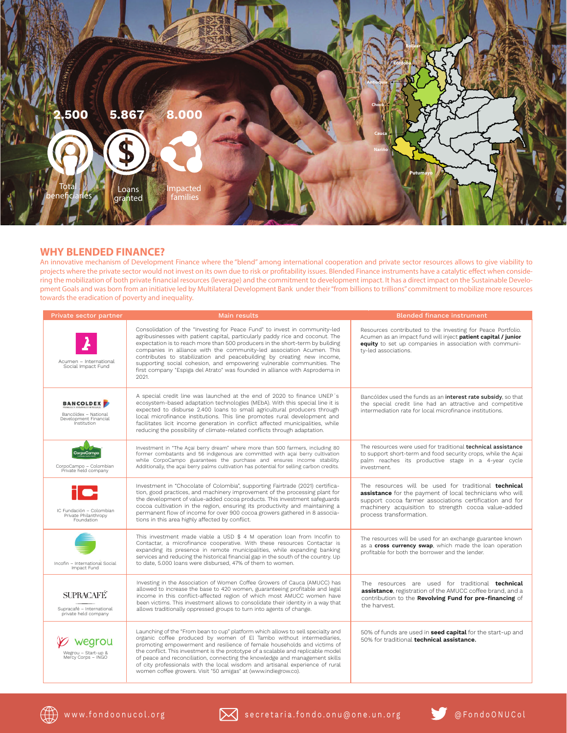2.500 Total beneficiaries

5.867 Loans granted

8.000 Impacted families

Bolívar, Córdoba, Antioquia, Chocó, Cauca, Nariño, Putumayo

## WHY BLENDED FINANCE?

An innovative mechanism of Development Finance where the "blend" among international cooperation and private sector resources allows to give viability to projects where the private sector would not invest on its own due to risk or profitability issues. Blended Finance instruments have a catalytic effect when considering the mobilization of both private financial resources (leverage) and the commitment to development impact. It has a direct impact on the Sustainable Development Goals and was born from an initiative led by Multilateral Development Bank under their "from billions to trillions" commitment to mobilize more resources towards the eradication of poverty and inequality.

| Private sector partner | Main results | Blended finance instrument |
|---|---|---|
| Acumen – International Social Impact Fund | Consolidation of the "Investing for Peace Fund" to invest in community-led agribusinesses with patient capital, particularly paddy rice and coconut. The expectation is to reach more than 500 producers in the short-term by building companies in alliance with the community-led association Acumen. This contributes to stabilization and peacebuilding by creating new income, supporting social cohesion, and empowering vulnerable communities. The first company "Espiga del Atrato" was founded in alliance with Asprodema in 2021. | Resources contributed to the Investing for Peace Portfolio. Acumen as an impact fund will inject **patient capital / junior equity** to set up companies in association with community-led associations. |
| Bancóldex – National Development Financial Institution | A special credit line was launched at the end of 2020 to finance UNEP´s ecosystem-based adaptation technologies (MEbA). With this special line it is expected to disburse 2.400 loans to small agricultural producers through local microfinance institutions. This line promotes rural development and facilitates licit income generation in conflict affected municipalities, while reducing the possibility of climate-related conflicts through adaptation. | Bancóldex used the funds as an **interest rate subsidy**, so that the special credit line had an attractive and competitive intermediation rate for local microfinance institutions. |
| CorpoCampo – Colombian Private held company | Investment in "The Açai berry dream" where more than 500 farmers, including 80 former combatants and 56 indigenous are committed with açai berry cultivation while CorpoCampo guarantees the purchase and ensures income stability. Additionally, the açai berry palms cultivation has potential for selling carbon credits. | The resources were used for traditional **technical assistance** to support short-term and food security crops, while the Açai palm reaches its productive stage in a 4-year cycle investment. |
| IC Fundación – Colombian Private Philanthropy Foundation | Investment in "Chocolate of Colombia", supporting Fairtrade (2021) certification, good practices, and machinery improvement of the processing plant for the development of value-added cocoa products. This investment safeguards cocoa cultivation in the region, ensuring its productivity and maintaining a permanent flow of income for over 900 cocoa growers gathered in 8 associations in this area highly affected by conflict. | The resources will be used for traditional **technical assistance** for the payment of local technicians who will support cocoa farmer associations certification and for machinery acquisition to strength cocoa value-added process transformation. |
| Incofin – International Social Impact Fund | This investment made viable a USD $ 4 M operation loan from Incofin to Contactar, a microfinance cooperative. With these resources Contactar is expanding its presence in remote municipalities, while expanding banking services and reducing the historical financial gap in the south of the country. Up to date, 5.000 loans were disbursed, 47% of them to women. | The resources will be used for an exchange guarantee known as a **cross currency swap**, which made the loan operation profitable for both the borrower and the lender. |
| Supracafé – International private held company | Investing in the Association of Women Coffee Growers of Cauca (AMUCC) has allowed to increase the base to 420 women, guaranteeing profitable and legal income in this conflict-affected region of which most AMUCC women have been victims. This investment allows to consolidate their identity in a way that allows traditionally oppressed groups to turn into agents of change. | The resources are used for traditional **technical assistance**, registration of the AMUCC coffee brand, and a contribution to the **Revolving Fund for pre-financing** of the harvest. |
| Wegrou – Start-up & Mercy Corps – INGO | Launching of the "From bean to cup" platform which allows to sell specialty and organic coffee produced by women of El Tambo without intermediaries, promoting empowerment and resilience of female households and victims of the conflict. This investment is the prototype of a scalable and replicable model of peace and reconciliation, connecting the knowledge and management skills of city professionals with the local wisdom and artisanal experience of rural women coffee growers. Visit "50 amigas" at (www.indiegrow.co). | 50% of funds are used in **seed capital** for the start-up and 50% for traditional **technical assistance.** |

www.fondoonucol.org secretaria.fondo.onu@one.un.org @FondoONUCol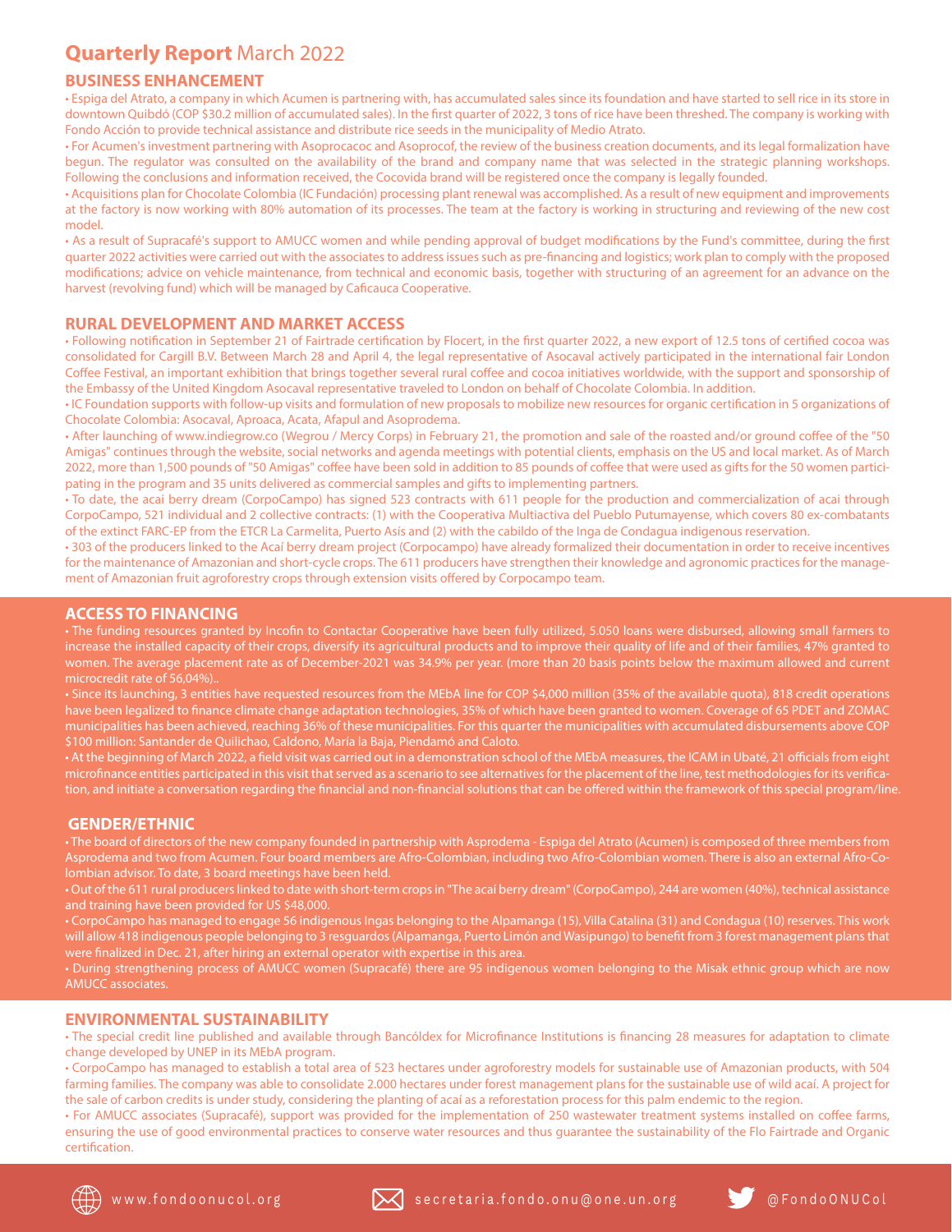# Quarterly Report March 2022

## BUSINESS ENHANCEMENT

• Espiga del Atrato, a company in which Acumen is partnering with, has accumulated sales since its foundation and have started to sell rice in its store in downtown Quibdó (COP $30.2 million of accumulated sales). In the first quarter of 2022, 3 tons of rice have been threshed. The company is working with Fondo Acción to provide technical assistance and distribute rice seeds in the municipality of Medio Atrato.

• For Acumen's investment partnering with Asoprocacoc and Asoprocof, the review of the business creation documents, and its legal formalization have begun. The regulator was consulted on the availability of the brand and company name that was selected in the strategic planning workshops. Following the conclusions and information received, the Cocovida brand will be registered once the company is legally founded.

• Acquisitions plan for Chocolate Colombia (IC Fundación) processing plant renewal was accomplished. As a result of new equipment and improvements at the factory is now working with 80% automation of its processes. The team at the factory is working in structuring and reviewing of the new cost model.

• As a result of Supracafé's support to AMUCC women and while pending approval of budget modifications by the Fund's committee, during the first quarter 2022 activities were carried out with the associates to address issues such as pre-financing and logistics; work plan to comply with the proposed modifications; advice on vehicle maintenance, from technical and economic basis, together with structuring of an agreement for an advance on the harvest (revolving fund) which will be managed by Caficauca Cooperative.

## RURAL DEVELOPMENT AND MARKET ACCESS

• Following notification in September 21 of Fairtrade certification by Flocert, in the first quarter 2022, a new export of 12.5 tons of certified cocoa was consolidated for Cargill B.V. Between March 28 and April 4, the legal representative of Asocaval actively participated in the international fair London Coffee Festival, an important exhibition that brings together several rural coffee and cocoa initiatives worldwide, with the support and sponsorship of the Embassy of the United Kingdom Asocaval representative traveled to London on behalf of Chocolate Colombia. In addition.

• IC Foundation supports with follow-up visits and formulation of new proposals to mobilize new resources for organic certification in 5 organizations of Chocolate Colombia: Asocaval, Aproaca, Acata, Afapul and Asoprodema.

• After launching of www.indiegrow.co (Wegrou / Mercy Corps) in February 21, the promotion and sale of the roasted and/or ground coffee of the "50 Amigas" continues through the website, social networks and agenda meetings with potential clients, emphasis on the US and local market. As of March 2022, more than 1,500 pounds of "50 Amigas" coffee have been sold in addition to 85 pounds of coffee that were used as gifts for the 50 women participating in the program and 35 units delivered as commercial samples and gifts to implementing partners.

• To date, the acai berry dream (CorpoCampo) has signed 523 contracts with 611 people for the production and commercialization of acai through CorpoCampo, 521 individual and 2 collective contracts: (1) with the Cooperativa Multiactiva del Pueblo Putumayense, which covers 80 ex-combatants of the extinct FARC-EP from the ETCR La Carmelita, Puerto Asís and (2) with the cabildo of the Inga de Condagua indigenous reservation.

• 303 of the producers linked to the Acaí berry dream project (Corpocampo) have already formalized their documentation in order to receive incentives for the maintenance of Amazonian and short-cycle crops. The 611 producers have strengthen their knowledge and agronomic practices for the management of Amazonian fruit agroforestry crops through extension visits offered by Corpocampo team.

## ACCESS TO FINANCING

• The funding resources granted by Incofin to Contactar Cooperative have been fully utilized, 5.050 loans were disbursed, allowing small farmers to increase the installed capacity of their crops, diversify its agricultural products and to improve their quality of life and of their families, 47% granted to women. The average placement rate as of December-2021 was 34.9% per year. (more than 20 basis points below the maximum allowed and current microcredit rate of 56,04%)..

• Since its launching, 3 entities have requested resources from the MEbA line for COP $4,000 million (35% of the available quota), 818 credit operations have been legalized to finance climate change adaptation technologies, 35% of which have been granted to women. Coverage of 65 PDET and ZOMAC municipalities has been achieved, reaching 36% of these municipalities. For this quarter the municipalities with accumulated disbursements above COP $100 million: Santander de Quilichao, Caldono, María la Baja, Piendamó and Caloto.

• At the beginning of March 2022, a field visit was carried out in a demonstration school of the MEbA measures, the ICAM in Ubaté, 21 officials from eight microfinance entities participated in this visit that served as a scenario to see alternatives for the placement of the line, test methodologies for its verification, and initiate a conversation regarding the financial and non-financial solutions that can be offered within the framework of this special program/line.

## GENDER/ETHNIC

• The board of directors of the new company founded in partnership with Asprodema - Espiga del Atrato (Acumen) is composed of three members from Asprodema and two from Acumen. Four board members are Afro-Colombian, including two Afro-Colombian women. There is also an external Afro-Colombian advisor. To date, 3 board meetings have been held.

• Out of the 611 rural producers linked to date with short-term crops in "The acaí berry dream" (CorpoCampo), 244 are women (40%), technical assistance and training have been provided for US $48,000.

• CorpoCampo has managed to engage 56 indigenous Ingas belonging to the Alpamanga (15), Villa Catalina (31) and Condagua (10) reserves. This work will allow 418 indigenous people belonging to 3 resguardos (Alpamanga, Puerto Limón and Wasipungo) to benefit from 3 forest management plans that were finalized in Dec. 21, after hiring an external operator with expertise in this area.

• During strengthening process of AMUCC women (Supracafé) there are 95 indigenous women belonging to the Misak ethnic group which are now AMUCC associates.

## ENVIRONMENTAL SUSTAINABILITY

• The special credit line published and available through Bancóldex for Microfinance Institutions is financing 28 measures for adaptation to climate change developed by UNEP in its MEbA program.

• CorpoCampo has managed to establish a total area of 523 hectares under agroforestry models for sustainable use of Amazonian products, with 504 farming families. The company was able to consolidate 2.000 hectares under forest management plans for the sustainable use of wild acaí. A project for the sale of carbon credits is under study, considering the planting of acaí as a reforestation process for this palm endemic to the region.

• For AMUCC associates (Supracafé), support was provided for the implementation of 250 wastewater treatment systems installed on coffee farms, ensuring the use of good environmental practices to conserve water resources and thus guarantee the sustainability of the Flo Fairtrade and Organic certification.

www.fondoonucol.org    secretaria.fondo.onu@one.un.org    @FondoONUCol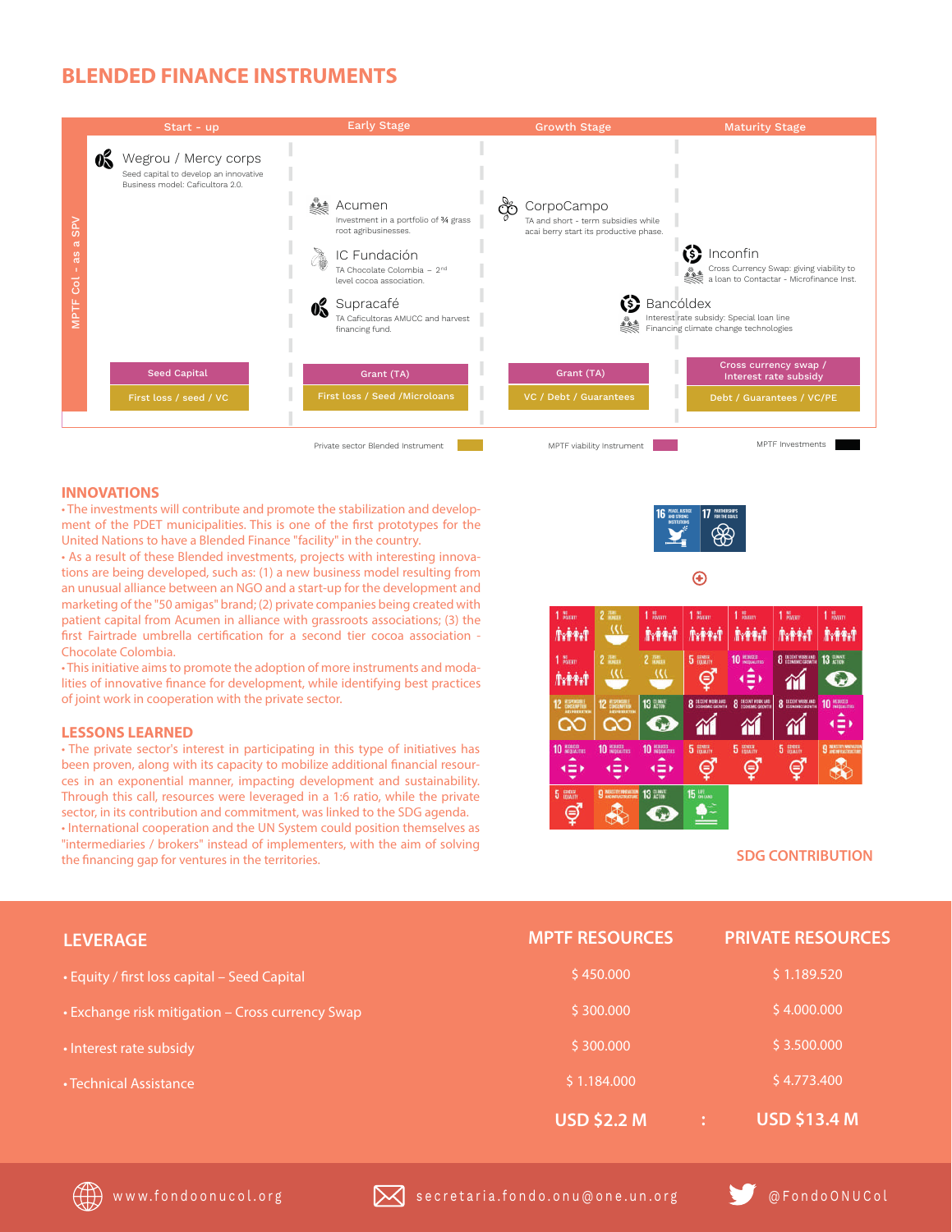## BLENDED FINANCE INSTRUMENTS

MPTF Col - as a SPV

| Start - up | Early Stage | Growth Stage | Maturity Stage |
|---|---|---|---|
| **Wegrou / Mercy corps** Seed capital to develop an innovative Business model: Caficultora 2.0. | **Acumen** Investment in a portfolio of ¾ grass root agribusinesses. **IC Fundación** TA Chocolate Colombia – 2nd level cocoa association. **Supracafé** TA Caficultoras AMUCC and harvest financing fund. | **CorpoCampo** TA and short - term subsidies while acai berry start its productive phase. **Bancóldex** Interest rate subsidy: Special loan line Financing climate change technologies | **Inconfin** Cross Currency Swap: giving viability to a loan to Contactar - Microfinance Inst. |
| Seed Capital | Grant (TA) | Grant (TA) | Cross currency swap / Interest rate subsidy |
| First loss / seed / VC | First loss / Seed /Microloans | VC / Debt / Guarantees | Debt / Guarantees / VC/PE |

Private sector Blended Instrument    MPTF viability Instrument    MPTF Investments

## INNOVATIONS

• The investments will contribute and promote the stabilization and development of the PDET municipalities. This is one of the first prototypes for the United Nations to have a Blended Finance "facility" in the country.

• As a result of these Blended investments, projects with interesting innovations are being developed, such as: (1) a new business model resulting from an unusual alliance between an NGO and a start-up for the development and marketing of the "50 amigas" brand; (2) private companies being created with patient capital from Acumen in alliance with grassroots associations; (3) the first Fairtrade umbrella certification for a second tier cocoa association - Chocolate Colombia.

• This initiative aims to promote the adoption of more instruments and modalities of innovative finance for development, while identifying best practices of joint work in cooperation with the private sector.

## LESSONS LEARNED

• The private sector's interest in participating in this type of initiatives has been proven, along with its capacity to mobilize additional financial resources in an exponential manner, impacting development and sustainability. Through this call, resources were leveraged in a 1:6 ratio, while the private sector, in its contribution and commitment, was linked to the SDG agenda.

• International cooperation and the UN System could position themselves as "intermediaries / brokers" instead of implementers, with the aim of solving the financing gap for ventures in the territories.

## SDG CONTRIBUTION

| LEVERAGE | MPTF RESOURCES | PRIVATE RESOURCES |
|---|---|---|
| • Equity / first loss capital – Seed Capital | $ 450.000 | $ 1.189.520 |
| • Exchange risk mitigation – Cross currency Swap | $ 300.000 | $ 4.000.000 |
| • Interest rate subsidy | $ 300.000 | $ 3.500.000 |
| • Technical Assistance | $ 1.184.000 | $ 4.773.400 |
| | **USD $2.2 M** | **USD $13.4 M** |

www.fondoonucol.org    secretaria.fondo.onu@one.un.org    @FondoONUCol